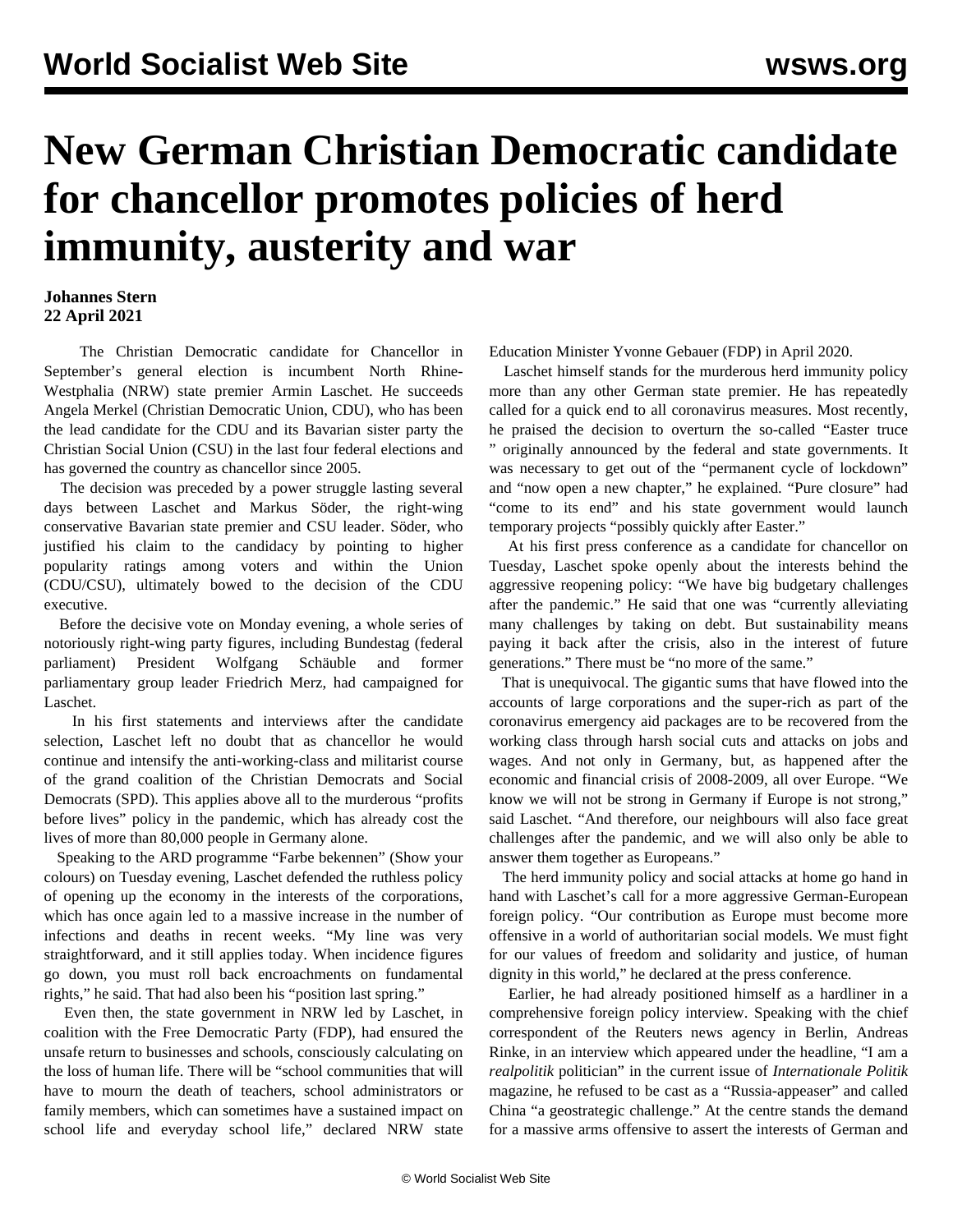# New German Christian Democratic candidate for chancellor promotes policies of herd immunity, austerity and war

**Johannes Stern**
**22 April 2021**

The Christian Democratic candidate for Chancellor in September's general election is incumbent North Rhine-Westphalia (NRW) state premier Armin Laschet. He succeeds Angela Merkel (Christian Democratic Union, CDU), who has been the lead candidate for the CDU and its Bavarian sister party the Christian Social Union (CSU) in the last four federal elections and has governed the country as chancellor since 2005.

The decision was preceded by a power struggle lasting several days between Laschet and Markus Söder, the right-wing conservative Bavarian state premier and CSU leader. Söder, who justified his claim to the candidacy by pointing to higher popularity ratings among voters and within the Union (CDU/CSU), ultimately bowed to the decision of the CDU executive.

Before the decisive vote on Monday evening, a whole series of notoriously right-wing party figures, including Bundestag (federal parliament) President Wolfgang Schäuble and former parliamentary group leader Friedrich Merz, had campaigned for Laschet.

In his first statements and interviews after the candidate selection, Laschet left no doubt that as chancellor he would continue and intensify the anti-working-class and militarist course of the grand coalition of the Christian Democrats and Social Democrats (SPD). This applies above all to the murderous "profits before lives" policy in the pandemic, which has already cost the lives of more than 80,000 people in Germany alone.

Speaking to the ARD programme "Farbe bekennen" (Show your colours) on Tuesday evening, Laschet defended the ruthless policy of opening up the economy in the interests of the corporations, which has once again led to a massive increase in the number of infections and deaths in recent weeks. "My line was very straightforward, and it still applies today. When incidence figures go down, you must roll back encroachments on fundamental rights," he said. That had also been his "position last spring."

Even then, the state government in NRW led by Laschet, in coalition with the Free Democratic Party (FDP), had ensured the unsafe return to businesses and schools, consciously calculating on the loss of human life. There will be "school communities that will have to mourn the death of teachers, school administrators or family members, which can sometimes have a sustained impact on school life and everyday school life," declared NRW state Education Minister Yvonne Gebauer (FDP) in April 2020.

Laschet himself stands for the murderous herd immunity policy more than any other German state premier. He has repeatedly called for a quick end to all coronavirus measures. Most recently, he praised the decision to overturn the so-called "Easter truce" originally announced by the federal and state governments. It was necessary to get out of the "permanent cycle of lockdown" and "now open a new chapter," he explained. "Pure closure" had "come to its end" and his state government would launch temporary projects "possibly quickly after Easter."

At his first press conference as a candidate for chancellor on Tuesday, Laschet spoke openly about the interests behind the aggressive reopening policy: "We have big budgetary challenges after the pandemic." He said that one was "currently alleviating many challenges by taking on debt. But sustainability means paying it back after the crisis, also in the interest of future generations." There must be "no more of the same."

That is unequivocal. The gigantic sums that have flowed into the accounts of large corporations and the super-rich as part of the coronavirus emergency aid packages are to be recovered from the working class through harsh social cuts and attacks on jobs and wages. And not only in Germany, but, as happened after the economic and financial crisis of 2008-2009, all over Europe. "We know we will not be strong in Germany if Europe is not strong," said Laschet. "And therefore, our neighbours will also face great challenges after the pandemic, and we will also only be able to answer them together as Europeans."

The herd immunity policy and social attacks at home go hand in hand with Laschet's call for a more aggressive German-European foreign policy. "Our contribution as Europe must become more offensive in a world of authoritarian social models. We must fight for our values of freedom and solidarity and justice, of human dignity in this world," he declared at the press conference.

Earlier, he had already positioned himself as a hardliner in a comprehensive foreign policy interview. Speaking with the chief correspondent of the Reuters news agency in Berlin, Andreas Rinke, in an interview which appeared under the headline, "I am a *realpolitik* politician" in the current issue of *Internationale Politik* magazine, he refused to be cast as a "Russia-appeaser" and called China "a geostrategic challenge." At the centre stands the demand for a massive arms offensive to assert the interests of German and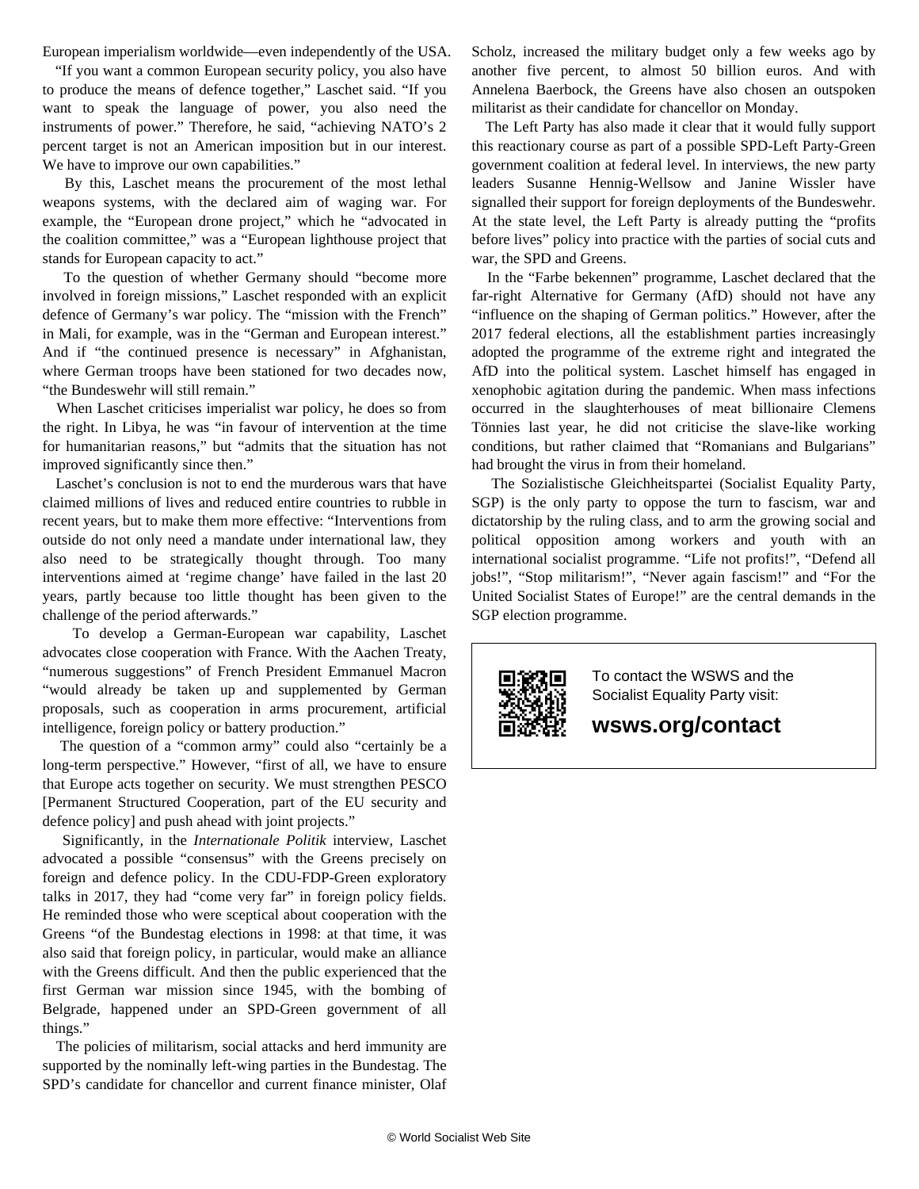European imperialism worldwide—even independently of the USA.

"If you want a common European security policy, you also have to produce the means of defence together," Laschet said. "If you want to speak the language of power, you also need the instruments of power." Therefore, he said, "achieving NATO's 2 percent target is not an American imposition but in our interest. We have to improve our own capabilities."

By this, Laschet means the procurement of the most lethal weapons systems, with the declared aim of waging war. For example, the "European drone project," which he "advocated in the coalition committee," was a "European lighthouse project that stands for European capacity to act."

To the question of whether Germany should "become more involved in foreign missions," Laschet responded with an explicit defence of Germany's war policy. The "mission with the French" in Mali, for example, was in the "German and European interest." And if "the continued presence is necessary" in Afghanistan, where German troops have been stationed for two decades now, "the Bundeswehr will still remain."

When Laschet criticises imperialist war policy, he does so from the right. In Libya, he was "in favour of intervention at the time for humanitarian reasons," but "admits that the situation has not improved significantly since then."

Laschet's conclusion is not to end the murderous wars that have claimed millions of lives and reduced entire countries to rubble in recent years, but to make them more effective: "Interventions from outside do not only need a mandate under international law, they also need to be strategically thought through. Too many interventions aimed at 'regime change' have failed in the last 20 years, partly because too little thought has been given to the challenge of the period afterwards."

To develop a German-European war capability, Laschet advocates close cooperation with France. With the Aachen Treaty, "numerous suggestions" of French President Emmanuel Macron "would already be taken up and supplemented by German proposals, such as cooperation in arms procurement, artificial intelligence, foreign policy or battery production."

The question of a "common army" could also "certainly be a long-term perspective." However, "first of all, we have to ensure that Europe acts together on security. We must strengthen PESCO [Permanent Structured Cooperation, part of the EU security and defence policy] and push ahead with joint projects."

Significantly, in the *Internationale Politik* interview, Laschet advocated a possible "consensus" with the Greens precisely on foreign and defence policy. In the CDU-FDP-Green exploratory talks in 2017, they had "come very far" in foreign policy fields. He reminded those who were sceptical about cooperation with the Greens "of the Bundestag elections in 1998: at that time, it was also said that foreign policy, in particular, would make an alliance with the Greens difficult. And then the public experienced that the first German war mission since 1945, with the bombing of Belgrade, happened under an SPD-Green government of all things."

The policies of militarism, social attacks and herd immunity are supported by the nominally left-wing parties in the Bundestag. The SPD's candidate for chancellor and current finance minister, Olaf Scholz, increased the military budget only a few weeks ago by another five percent, to almost 50 billion euros. And with Annelena Baerbock, the Greens have also chosen an outspoken militarist as their candidate for chancellor on Monday.

The Left Party has also made it clear that it would fully support this reactionary course as part of a possible SPD-Left Party-Green government coalition at federal level. In interviews, the new party leaders Susanne Hennig-Wellsow and Janine Wissler have signalled their support for foreign deployments of the Bundeswehr. At the state level, the Left Party is already putting the "profits before lives" policy into practice with the parties of social cuts and war, the SPD and Greens.

In the "Farbe bekennen" programme, Laschet declared that the far-right Alternative for Germany (AfD) should not have any "influence on the shaping of German politics." However, after the 2017 federal elections, all the establishment parties increasingly adopted the programme of the extreme right and integrated the AfD into the political system. Laschet himself has engaged in xenophobic agitation during the pandemic. When mass infections occurred in the slaughterhouses of meat billionaire Clemens Tönnies last year, he did not criticise the slave-like working conditions, but rather claimed that "Romanians and Bulgarians" had brought the virus in from their homeland.

The Sozialistische Gleichheitspartei (Socialist Equality Party, SGP) is the only party to oppose the turn to fascism, war and dictatorship by the ruling class, and to arm the growing social and political opposition among workers and youth with an international socialist programme. "Life not profits!", "Defend all jobs!", "Stop militarism!", "Never again fascism!" and "For the United Socialist States of Europe!" are the central demands in the SGP election programme.

To contact the WSWS and the Socialist Equality Party visit:

**wsws.org/contact**